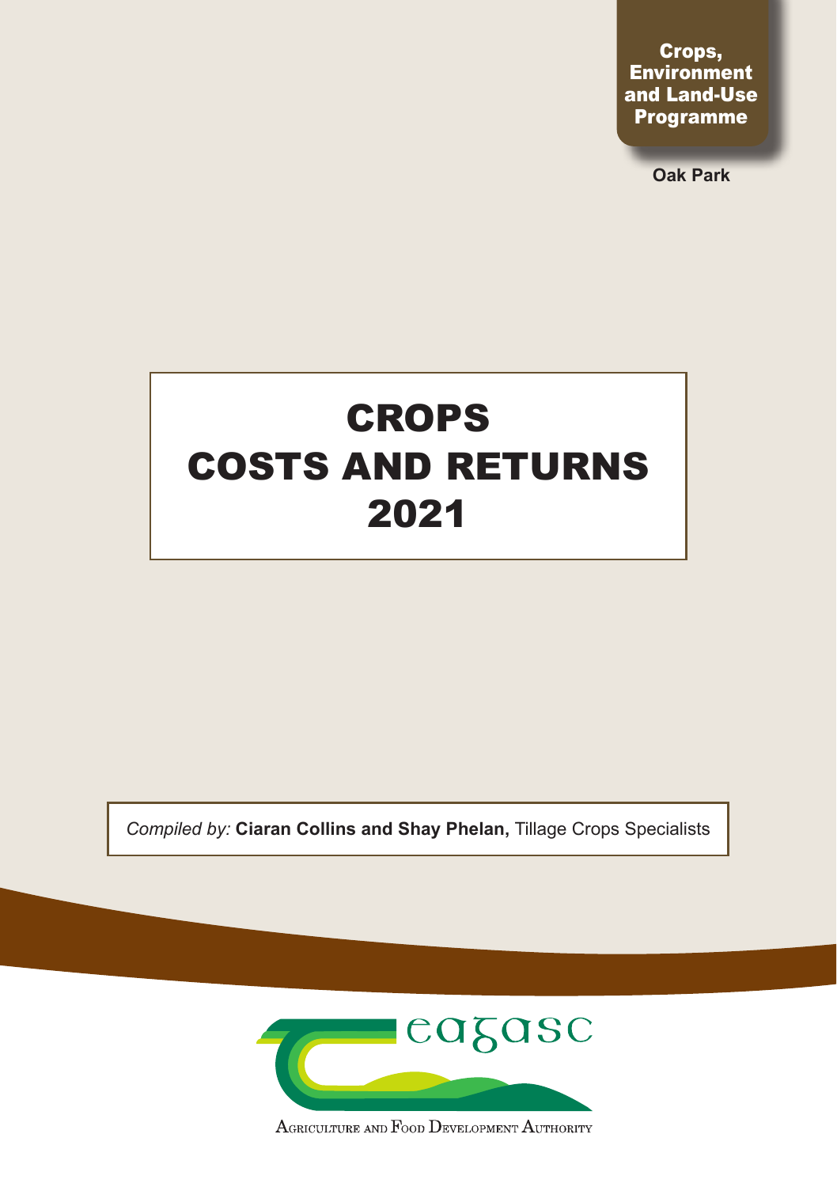Crops, Environment and Land-Use Programme

Oak Park

# CROPS COSTS AND RETURNS 2021

*Compiled by:* **Ciaran Collins and Shay Phelan,** Tillage Crops Specialists

eagasc

Agriculture and Food Development Authority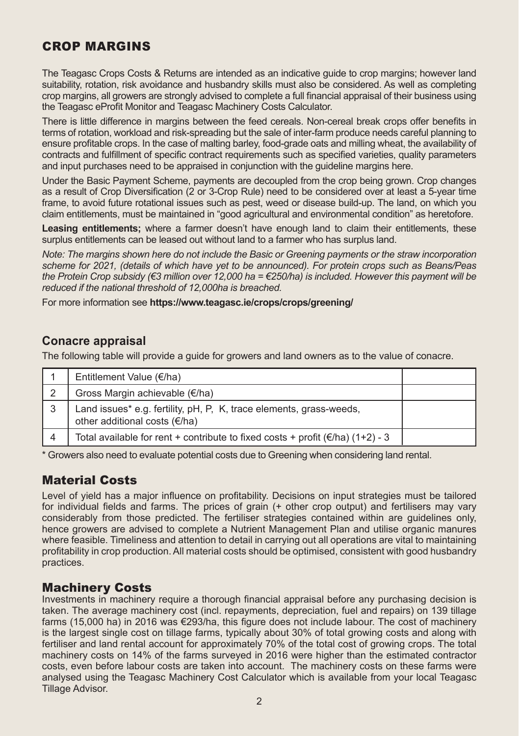# CROP MARGINS

The Teagasc Crops Costs & Returns are intended as an indicative guide to crop margins; however land suitability, rotation, risk avoidance and husbandry skills must also be considered. As well as completing crop margins, all growers are strongly advised to complete a full financial appraisal of their business using the Teagasc eProfit Monitor and Teagasc Machinery Costs Calculator.

There is little difference in margins between the feed cereals. Non-cereal break crops offer benefits in terms of rotation, workload and risk-spreading but the sale of inter-farm produce needs careful planning to ensure profitable crops. In the case of malting barley, food-grade oats and milling wheat, the availability of contracts and fulfillment of specific contract requirements such as specified varieties, quality parameters and input purchases need to be appraised in conjunction with the guideline margins here.

Under the Basic Payment Scheme, payments are decoupled from the crop being grown. Crop changes as a result of Crop Diversification (2 or 3-Crop Rule) need to be considered over at least a 5-year time frame, to avoid future rotational issues such as pest, weed or disease build-up. The land, on which you claim entitlements, must be maintained in "good agricultural and environmental condition" as heretofore.

**Leasing entitlements;** where a farmer doesn't have enough land to claim their entitlements, these surplus entitlements can be leased out without land to a farmer who has surplus land.

*Note: The margins shown here do not include the Basic or Greening payments or the straw incorporation scheme for 2021, (details of which have yet to be announced). For protein crops such as Beans/Peas the Protein Crop subsidy (€3 million over 12,000 ha = €250/ha) is included. However this payment will be reduced if the national threshold of 12,000ha is breached.*

For more information see **https://www.teagasc.ie/crops/crops/greening/**

## Conacre appraisal

The following table will provide a guide for growers and land owners as to the value of conacre.

| | | |
|---|---|---|
| 1 | Entitlement Value (€/ha) | |
| 2 | Gross Margin achievable (€/ha) | |
| 3 | Land issues* e.g. fertility, pH, P, K, trace elements, grass-weeds, other additional costs (€/ha) | |
| 4 | Total available for rent + contribute to fixed costs + profit (€/ha) (1+2) - 3 | |

\* Growers also need to evaluate potential costs due to Greening when considering land rental.

## Material Costs

Level of yield has a major influence on profitability. Decisions on input strategies must be tailored for individual fields and farms. The prices of grain (+ other crop output) and fertilisers may vary considerably from those predicted. The fertiliser strategies contained within are guidelines only, hence growers are advised to complete a Nutrient Management Plan and utilise organic manures where feasible. Timeliness and attention to detail in carrying out all operations are vital to maintaining profitability in crop production. All material costs should be optimised, consistent with good husbandry practices.

## Machinery Costs

Investments in machinery require a thorough financial appraisal before any purchasing decision is taken. The average machinery cost (incl. repayments, depreciation, fuel and repairs) on 139 tillage farms (15,000 ha) in 2016 was €293/ha, this figure does not include labour. The cost of machinery is the largest single cost on tillage farms, typically about 30% of total growing costs and along with fertiliser and land rental account for approximately 70% of the total cost of growing crops. The total machinery costs on 14% of the farms surveyed in 2016 were higher than the estimated contractor costs, even before labour costs are taken into account. The machinery costs on these farms were analysed using the Teagasc Machinery Cost Calculator which is available from your local Teagasc Tillage Advisor.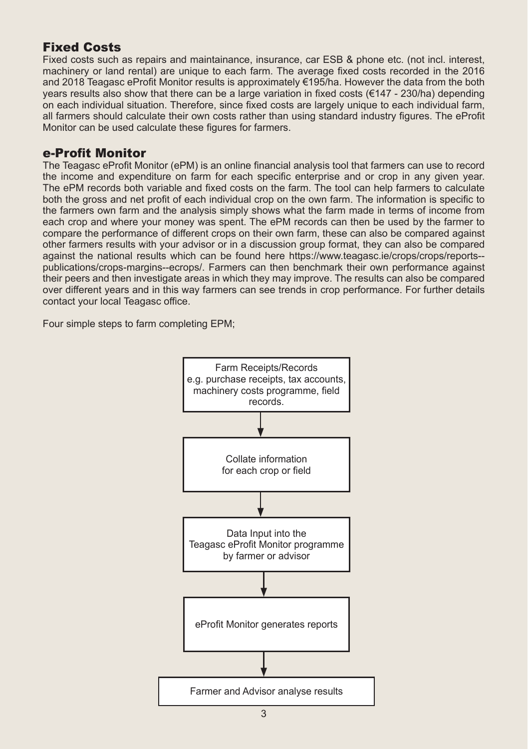## Fixed Costs

Fixed costs such as repairs and maintainance, insurance, car ESB & phone etc. (not incl. interest, machinery or land rental) are unique to each farm. The average fixed costs recorded in the 2016 and 2018 Teagasc eProfit Monitor results is approximately €195/ha. However the data from the both years results also show that there can be a large variation in fixed costs (€147 - 230/ha) depending on each individual situation. Therefore, since fixed costs are largely unique to each individual farm, all farmers should calculate their own costs rather than using standard industry figures. The eProfit Monitor can be used calculate these figures for farmers.

## e-Profit Monitor

The Teagasc eProfit Monitor (ePM) is an online financial analysis tool that farmers can use to record the income and expenditure on farm for each specific enterprise and or crop in any given year. The ePM records both variable and fixed costs on the farm. The tool can help farmers to calculate both the gross and net profit of each individual crop on the own farm. The information is specific to the farmers own farm and the analysis simply shows what the farm made in terms of income from each crop and where your money was spent. The ePM records can then be used by the farmer to compare the performance of different crops on their own farm, these can also be compared against other farmers results with your advisor or in a discussion group format, they can also be compared against the national results which can be found here https://www.teagasc.ie/crops/crops/reports--publications/crops-margins--ecrops/. Farmers can then benchmark their own performance against their peers and then investigate areas in which they may improve. The results can also be compared over different years and in this way farmers can see trends in crop performance. For further details contact your local Teagasc office.

Four simple steps to farm completing EPM;

Farm Receipts/Records
e.g. purchase receipts, tax accounts, machinery costs programme, field records.

↓

Collate information for each crop or field

↓

Data Input into the Teagasc eProfit Monitor programme by farmer or advisor

↓

eProfit Monitor generates reports

↓

Farmer and Advisor analyse results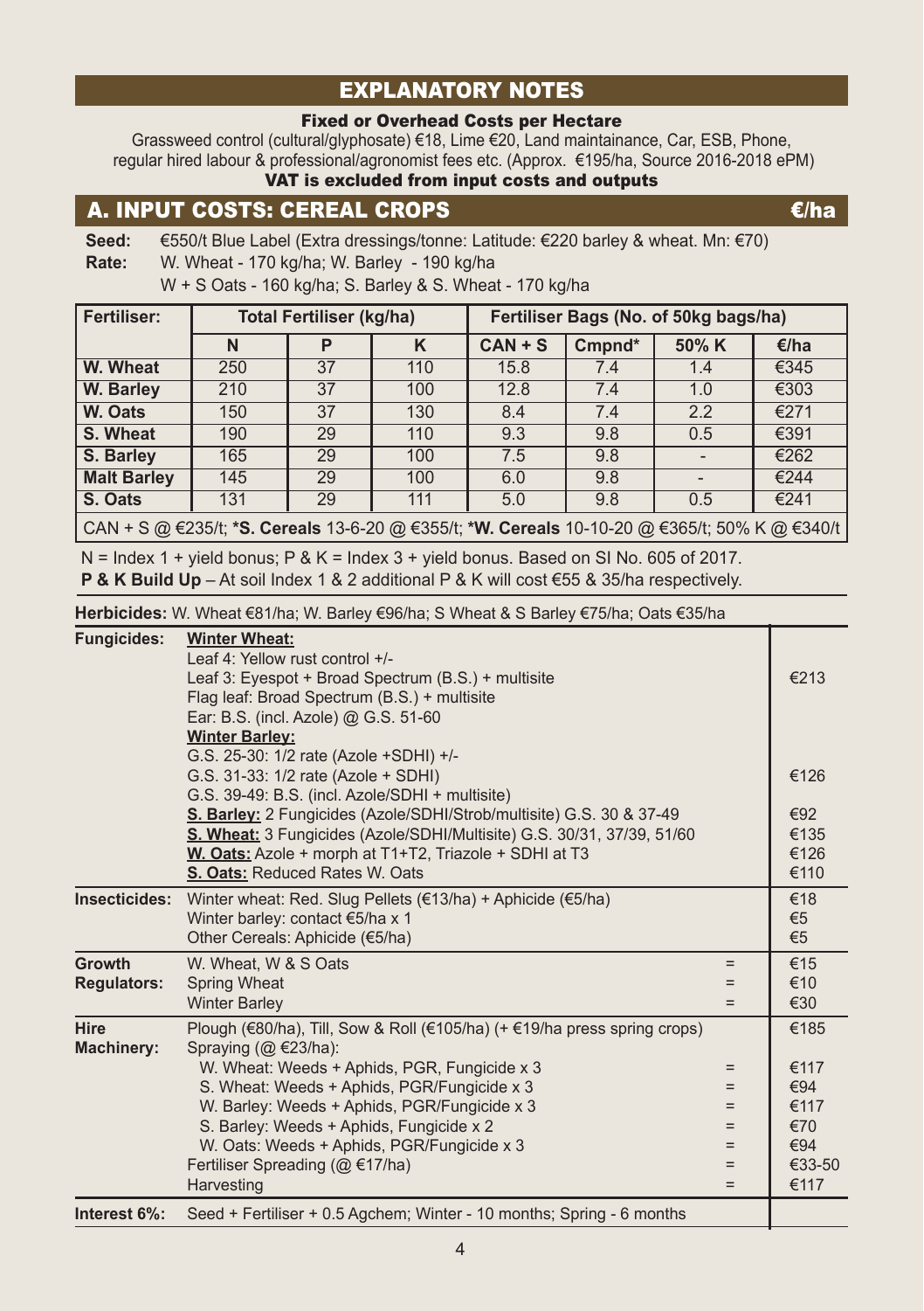## EXPLANATORY NOTES

### Fixed or Overhead Costs per Hectare

Grassweed control (cultural/glyphosate) €18, Lime €20, Land maintainance, Car, ESB, Phone, regular hired labour & professional/agronomist fees etc. (Approx. €195/ha, Source 2016-2018 ePM)

**VAT is excluded from input costs and outputs**

## A. INPUT COSTS: CEREAL CROPS €/ha

**Seed:** €550/t Blue Label (Extra dressings/tonne: Latitude: €220 barley & wheat. Mn: €70)

**Rate:** W. Wheat - 170 kg/ha; W. Barley - 190 kg/ha
W + S Oats - 160 kg/ha; S. Barley & S. Wheat - 170 kg/ha

| Fertiliser: | Total Fertiliser (kg/ha) | | | Fertiliser Bags (No. of 50kg bags/ha) | | | |
|---|---|---|---|---|---|---|---|
| | N | P | K | CAN + S | Cmpnd* | 50% K | €/ha |
| **W. Wheat** | 250 | 37 | 110 | 15.8 | 7.4 | 1.4 | €345 |
| **W. Barley** | 210 | 37 | 100 | 12.8 | 7.4 | 1.0 | €303 |
| **W. Oats** | 150 | 37 | 130 | 8.4 | 7.4 | 2.2 | €271 |
| **S. Wheat** | 190 | 29 | 110 | 9.3 | 9.8 | 0.5 | €391 |
| **S. Barley** | 165 | 29 | 100 | 7.5 | 9.8 | - | €262 |
| **Malt Barley** | 145 | 29 | 100 | 6.0 | 9.8 | - | €244 |
| **S. Oats** | 131 | 29 | 111 | 5.0 | 9.8 | 0.5 | €241 |

CAN + S @ €235/t; ***S. Cereals** 13-6-20 @ €355/t; ***W. Cereals** 10-10-20 @ €365/t; 50% K @ €340/t

N = Index 1 + yield bonus; P & K = Index 3 + yield bonus. Based on SI No. 605 of 2017.
**P & K Build Up** – At soil Index 1 & 2 additional P & K will cost €55 & 35/ha respectively.

**Herbicides:** W. Wheat €81/ha; W. Barley €96/ha; S Wheat & S Barley €75/ha; Oats €35/ha

| | | | |
|---|---|---|---|
| **Fungicides:** | **Winter Wheat:** Leaf 4: Yellow rust control +/- Leaf 3: Eyespot + Broad Spectrum (B.S.) + multisite Flag leaf: Broad Spectrum (B.S.) + multisite Ear: B.S. (incl. Azole) @ G.S. 51-60 | | €213 |
| | **Winter Barley:** G.S. 25-30: 1/2 rate (Azole +SDHI) +/- G.S. 31-33: 1/2 rate (Azole + SDHI) G.S. 39-49: B.S. (incl. Azole/SDHI + multisite) | | €126 |
| | **S. Barley:** 2 Fungicides (Azole/SDHI/Strob/multisite) G.S. 30 & 37-49 | | €92 |
| | **S. Wheat:** 3 Fungicides (Azole/SDHI/Multisite) G.S. 30/31, 37/39, 51/60 | | €135 |
| | **W. Oats:** Azole + morph at T1+T2, Triazole + SDHI at T3 | | €126 |
| | **S. Oats:** Reduced Rates W. Oats | | €110 |
| **Insecticides:** | Winter wheat: Red. Slug Pellets (€13/ha) + Aphicide (€5/ha) | | €18 |
| | Winter barley: contact €5/ha x 1 | | €5 |
| | Other Cereals: Aphicide (€5/ha) | | €5 |
| **Growth Regulators:** | W. Wheat, W & S Oats | = | €15 |
| | Spring Wheat | = | €10 |
| | Winter Barley | = | €30 |
| **Hire Machinery:** | Plough (€80/ha), Till, Sow & Roll (€105/ha) (+ €19/ha press spring crops) | | €185 |
| | Spraying (@ €23/ha): | | |
| | W. Wheat: Weeds + Aphids, PGR, Fungicide x 3 | = | €117 |
| | S. Wheat: Weeds + Aphids, PGR/Fungicide x 3 | = | €94 |
| | W. Barley: Weeds + Aphids, PGR/Fungicide x 3 | = | €117 |
| | S. Barley: Weeds + Aphids, Fungicide x 2 | = | €70 |
| | W. Oats: Weeds + Aphids, PGR/Fungicide x 3 | = | €94 |
| | Fertiliser Spreading (@ €17/ha) | = | €33-50 |
| | Harvesting | = | €117 |
| **Interest 6%:** | Seed + Fertiliser + 0.5 Agchem; Winter - 10 months; Spring - 6 months | | |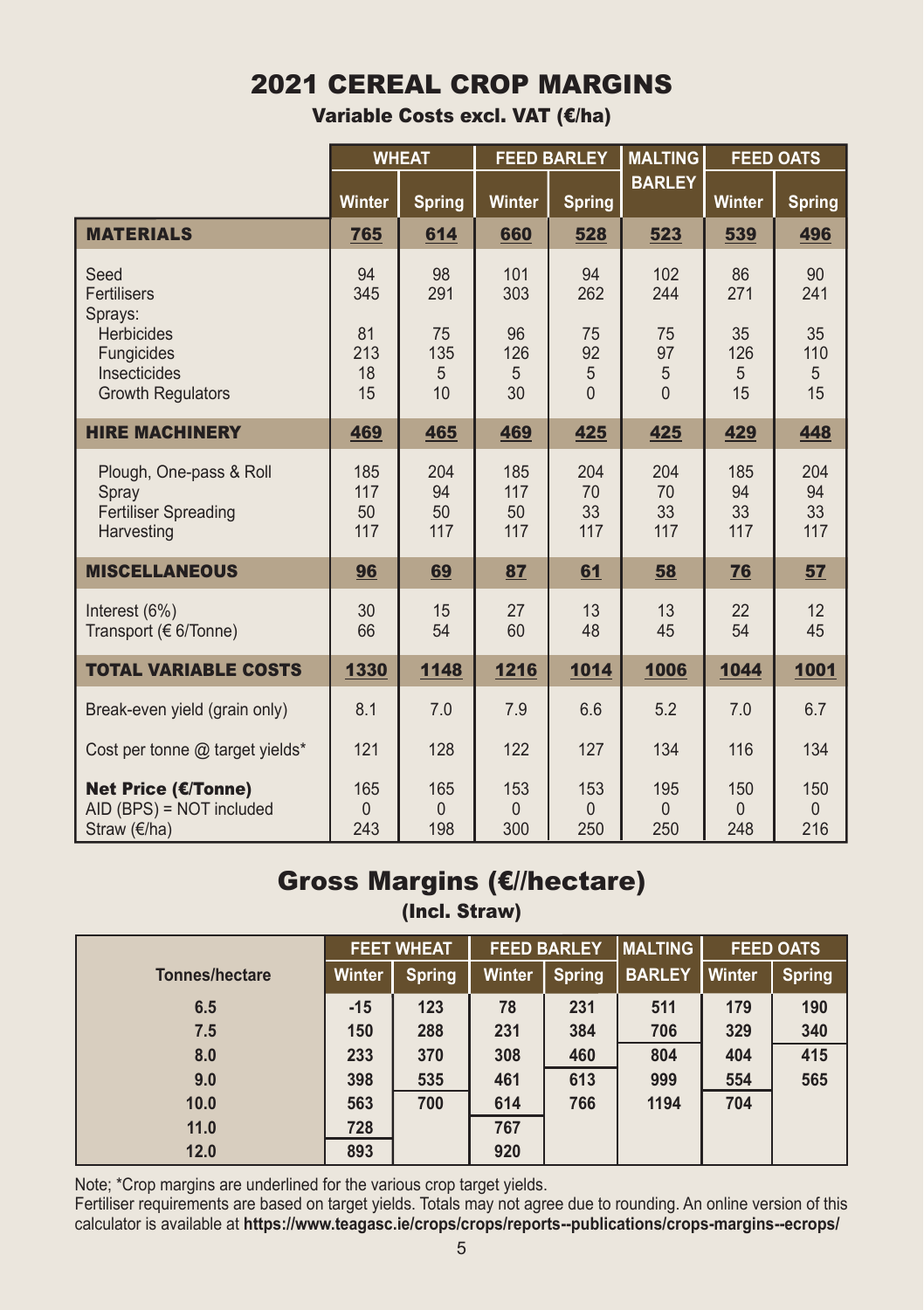# 2021 CEREAL CROP MARGINS

**Variable Costs excl. VAT (€/ha)**

| | WHEAT | | FEED BARLEY | | MALTING BARLEY | FEED OATS | |
|---|---|---|---|---|---|---|---|
| | Winter | Spring | Winter | Spring | | Winter | Spring |
| **MATERIALS** | **765** | **614** | **660** | **528** | **523** | **539** | **496** |
| Seed | 94 | 98 | 101 | 94 | 102 | 86 | 90 |
| Fertilisers | 345 | 291 | 303 | 262 | 244 | 271 | 241 |
| Sprays: | | | | | | | |
| Herbicides | 81 | 75 | 96 | 75 | 75 | 35 | 35 |
| Fungicides | 213 | 135 | 126 | 92 | 97 | 126 | 110 |
| Insecticides | 18 | 5 | 5 | 5 | 5 | 5 | 5 |
| Growth Regulators | 15 | 10 | 30 | 0 | 0 | 15 | 15 |
| **HIRE MACHINERY** | **469** | **465** | **469** | **425** | **425** | **429** | **448** |
| Plough, One-pass & Roll | 185 | 204 | 185 | 204 | 204 | 185 | 204 |
| Spray | 117 | 94 | 117 | 70 | 70 | 94 | 94 |
| Fertiliser Spreading | 50 | 50 | 50 | 33 | 33 | 33 | 33 |
| Harvesting | 117 | 117 | 117 | 117 | 117 | 117 | 117 |
| **MISCELLANEOUS** | **96** | **69** | **87** | **61** | **58** | **76** | **57** |
| Interest (6%) | 30 | 15 | 27 | 13 | 13 | 22 | 12 |
| Transport (€ 6/Tonne) | 66 | 54 | 60 | 48 | 45 | 54 | 45 |
| **TOTAL VARIABLE COSTS** | **1330** | **1148** | **1216** | **1014** | **1006** | **1044** | **1001** |
| Break-even yield (grain only) | 8.1 | 7.0 | 7.9 | 6.6 | 5.2 | 7.0 | 6.7 |
| Cost per tonne @ target yields* | 121 | 128 | 122 | 127 | 134 | 116 | 134 |
| **Net Price (€/Tonne)** | 165 | 165 | 153 | 153 | 195 | 150 | 150 |
| AID (BPS) = NOT included | 0 | 0 | 0 | 0 | 0 | 0 | 0 |
| Straw (€/ha) | 243 | 198 | 300 | 250 | 250 | 248 | 216 |

## Gross Margins (€//hectare)

**(Incl. Straw)**

| | FEET WHEAT | | FEED BARLEY | | MALTING | FEED OATS | |
|---|---|---|---|---|---|---|---|
| Tonnes/hectare | Winter | Spring | Winter | Spring | BARLEY | Winter | Spring |
| 6.5 | -15 | 123 | 78 | 231 | 511 | 179 | 190 |
| 7.5 | 150 | 288 | 231 | 384 | 706 | 329 | 340 |
| 8.0 | 233 | 370 | 308 | 460 | 804 | 404 | 415 |
| 9.0 | 398 | 535 | 461 | 613 | 999 | 554 | 565 |
| 10.0 | 563 | 700 | 614 | 766 | 1194 | 704 | |
| 11.0 | 728 | | 767 | | | | |
| 12.0 | 893 | | 920 | | | | |

Note; *Crop margins are underlined for the various crop target yields.
Fertiliser requirements are based on target yields. Totals may not agree due to rounding. An online version of this calculator is available at **https://www.teagasc.ie/crops/crops/reports--publications/crops-margins--ecrops/**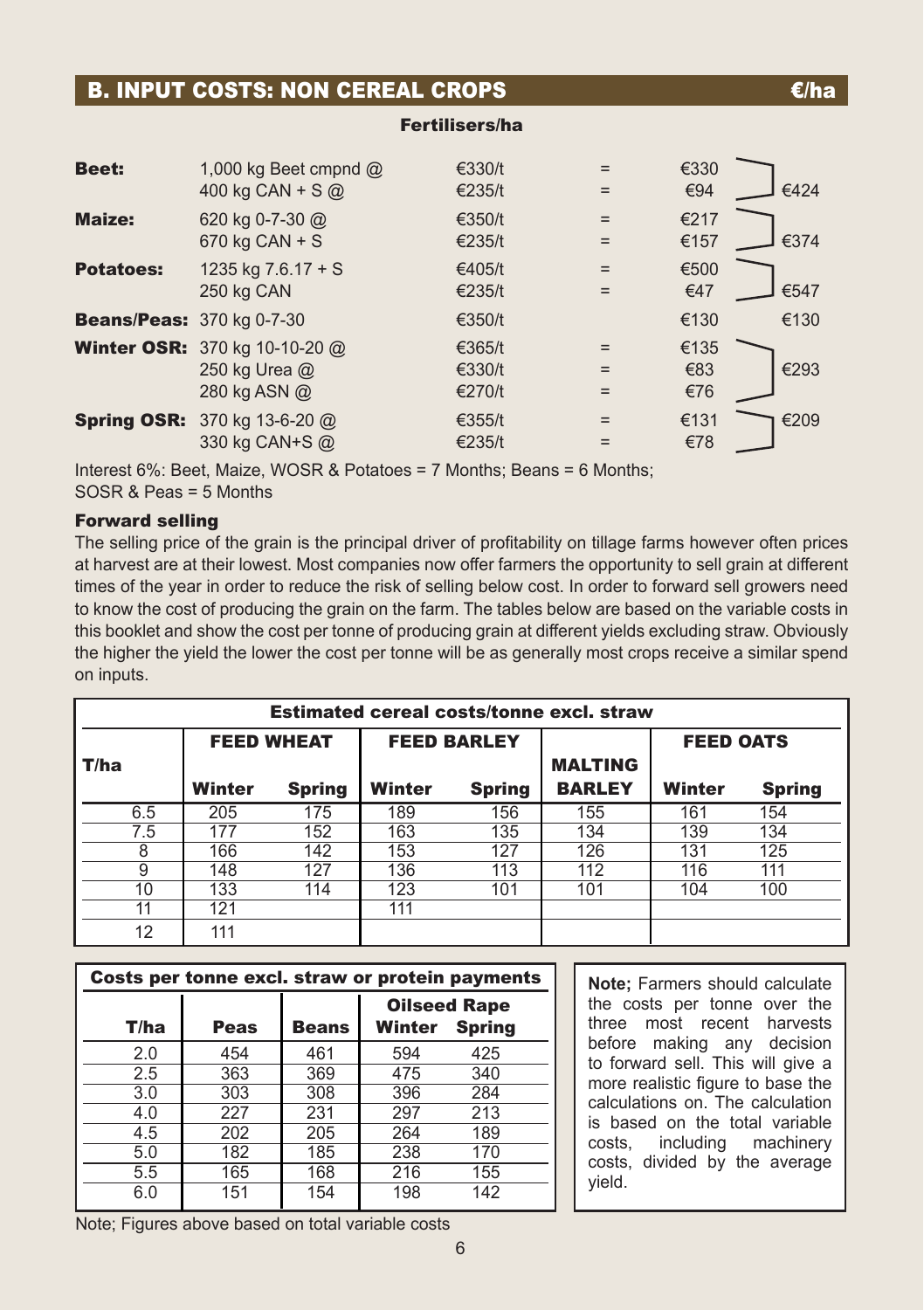## B. INPUT COSTS: NON CEREAL CROPS €/ha

### Fertilisers/ha

| Crop | Fertiliser | Price | | Cost | Total |
|---|---|---|---|---|---|
| **Beet:** | 1,000 kg Beet cmpnd @ | €330/t | = | €330 | €424 |
| | 400 kg CAN + S @ | €235/t | = | €94 | |
| **Maize:** | 620 kg 0-7-30 @ | €350/t | = | €217 | €374 |
| | 670 kg CAN + S | €235/t | = | €157 | |
| **Potatoes:** | 1235 kg 7.6.17 + S | €405/t | = | €500 | €547 |
| | 250 kg CAN | €235/t | = | €47 | |
| **Beans/Peas:** | 370 kg 0-7-30 | €350/t | | €130 | €130 |
| **Winter OSR:** | 370 kg 10-10-20 @ | €365/t | = | €135 | €293 |
| | 250 kg Urea @ | €330/t | = | €83 | |
| | 280 kg ASN @ | €270/t | = | €76 | |
| **Spring OSR:** | 370 kg 13-6-20 @ | €355/t | = | €131 | €209 |
| | 330 kg CAN+S @ | €235/t | = | €78 | |

Interest 6%: Beet, Maize, WOSR & Potatoes = 7 Months; Beans = 6 Months; SOSR & Peas = 5 Months

### Forward selling

The selling price of the grain is the principal driver of profitability on tillage farms however often prices at harvest are at their lowest. Most companies now offer farmers the opportunity to sell grain at different times of the year in order to reduce the risk of selling below cost. In order to forward sell growers need to know the cost of producing the grain on the farm. The tables below are based on the variable costs in this booklet and show the cost per tonne of producing grain at different yields excluding straw. Obviously the higher the yield the lower the cost per tonne will be as generally most crops receive a similar spend on inputs.

**Estimated cereal costs/tonne excl. straw**

| T/ha | FEED WHEAT | | FEED BARLEY | | MALTING | FEED OATS | |
|---|---|---|---|---|---|---|---|
| | Winter | Spring | Winter | Spring | BARLEY | Winter | Spring |
| 6.5 | 205 | 175 | 189 | 156 | 155 | 161 | 154 |
| 7.5 | 177 | 152 | 163 | 135 | 134 | 139 | 134 |
| 8 | 166 | 142 | 153 | 127 | 126 | 131 | 125 |
| 9 | 148 | 127 | 136 | 113 | 112 | 116 | 111 |
| 10 | 133 | 114 | 123 | 101 | 101 | 104 | 100 |
| 11 | 121 | | 111 | | | | |
| 12 | 111 | | | | | | |

**Costs per tonne excl. straw or protein payments**

| T/ha | Peas | Beans | Oilseed Rape Winter | Oilseed Rape Spring |
|---|---|---|---|---|
| 2.0 | 454 | 461 | 594 | 425 |
| 2.5 | 363 | 369 | 475 | 340 |
| 3.0 | 303 | 308 | 396 | 284 |
| 4.0 | 227 | 231 | 297 | 213 |
| 4.5 | 202 | 205 | 264 | 189 |
| 5.0 | 182 | 185 | 238 | 170 |
| 5.5 | 165 | 168 | 216 | 155 |
| 6.0 | 151 | 154 | 198 | 142 |

Note; Figures above based on total variable costs

**Note;** Farmers should calculate the costs per tonne over the three most recent harvests before making any decision to forward sell. This will give a more realistic figure to base the calculations on. The calculation is based on the total variable costs, including machinery costs, divided by the average yield.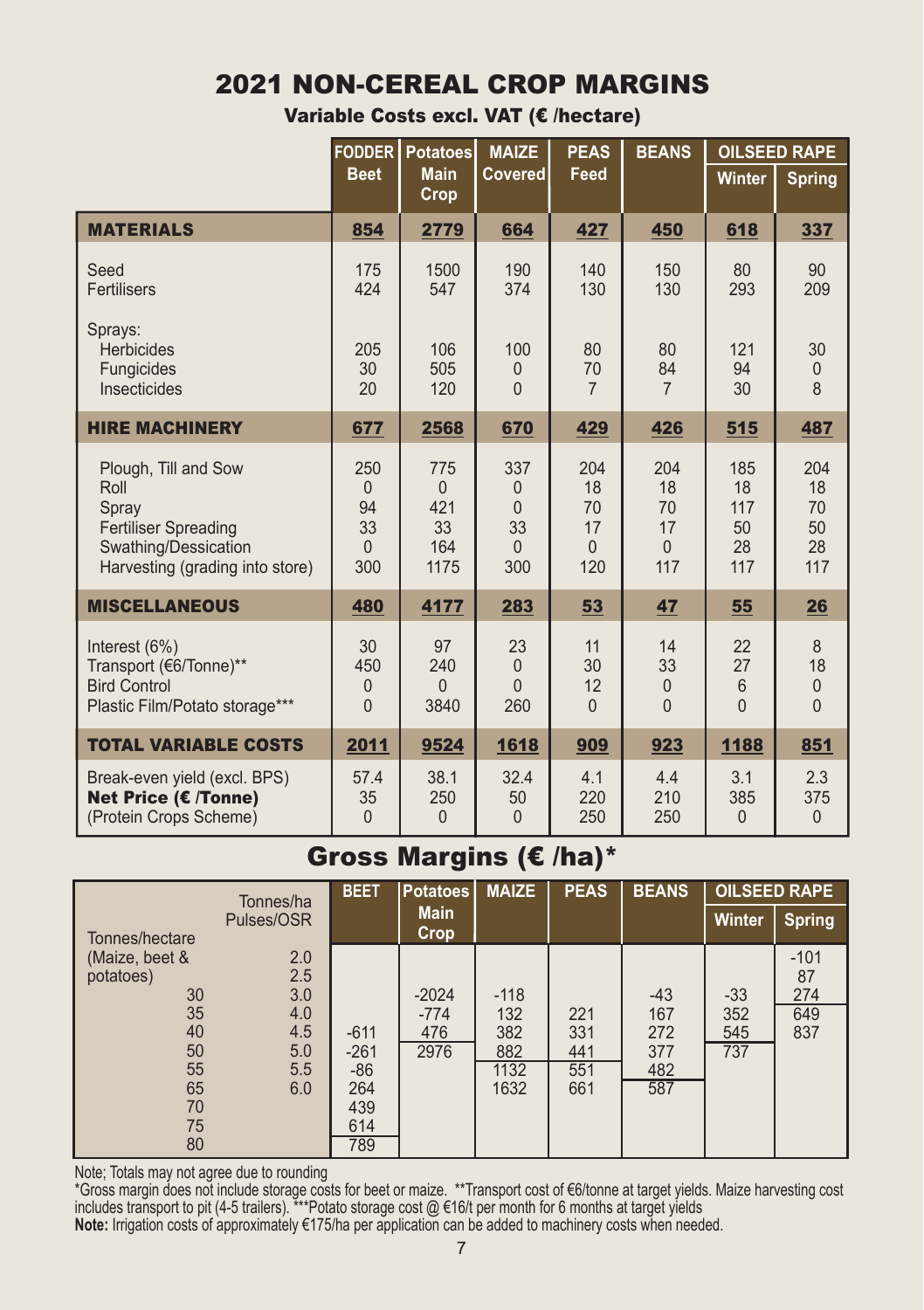# 2021 NON-CEREAL CROP MARGINS

### Variable Costs excl. VAT (€ /hectare)

| | FODDER Beet | Potatoes Main Crop | MAIZE Covered | PEAS Feed | BEANS | OILSEED RAPE Winter | OILSEED RAPE Spring |
|---|---|---|---|---|---|---|---|
| **MATERIALS** | **854** | **2779** | **664** | **427** | **450** | **618** | **337** |
| Seed | 175 | 1500 | 190 | 140 | 150 | 80 | 90 |
| Fertilisers | 424 | 547 | 374 | 130 | 130 | 293 | 209 |
| Sprays: | | | | | | | |
| Herbicides | 205 | 106 | 100 | 80 | 80 | 121 | 30 |
| Fungicides | 30 | 505 | 0 | 70 | 84 | 94 | 0 |
| Insecticides | 20 | 120 | 0 | 7 | 7 | 30 | 8 |
| **HIRE MACHINERY** | **677** | **2568** | **670** | **429** | **426** | **515** | **487** |
| Plough, Till and Sow | 250 | 775 | 337 | 204 | 204 | 185 | 204 |
| Roll | 0 | 0 | 0 | 18 | 18 | 18 | 18 |
| Spray | 94 | 421 | 0 | 70 | 70 | 117 | 70 |
| Fertiliser Spreading | 33 | 33 | 33 | 17 | 17 | 50 | 50 |
| Swathing/Dessication | 0 | 164 | 0 | 0 | 0 | 28 | 28 |
| Harvesting (grading into store) | 300 | 1175 | 300 | 120 | 117 | 117 | 117 |
| **MISCELLANEOUS** | **480** | **4177** | **283** | **53** | **47** | **55** | **26** |
| Interest (6%) | 30 | 97 | 23 | 11 | 14 | 22 | 8 |
| Transport (€6/Tonne)** | 450 | 240 | 0 | 30 | 33 | 27 | 18 |
| Bird Control | 0 | 0 | 0 | 12 | 0 | 6 | 0 |
| Plastic Film/Potato storage*** | 0 | 3840 | 260 | 0 | 0 | 0 | 0 |
| **TOTAL VARIABLE COSTS** | **2011** | **9524** | **1618** | **909** | **923** | **1188** | **851** |
| Break-even yield (excl. BPS) | 57.4 | 38.1 | 32.4 | 4.1 | 4.4 | 3.1 | 2.3 |
| **Net Price (€ /Tonne)** | 35 | 250 | 50 | 220 | 210 | 385 | 375 |
| (Protein Crops Scheme) | 0 | 0 | 0 | 250 | 250 | 0 | 0 |

## Gross Margins (€ /ha)*

| Tonnes/hectare (Maize, beet & potatoes) | Tonnes/ha Pulses/OSR | BEET | Potatoes Main Crop | MAIZE | PEAS | BEANS | OILSEED RAPE Winter | OILSEED RAPE Spring |
|---|---|---|---|---|---|---|---|---|
| | 2.0 | | | | | | | -101 |
| | 2.5 | | | | | | | 87 |
| 30 | 3.0 | | -2024 | -118 | | -43 | -33 | 274 |
| 35 | 4.0 | | -774 | 132 | 221 | 167 | 352 | 649 |
| 40 | 4.5 | -611 | 476 | 382 | 331 | 272 | 545 | 837 |
| 50 | 5.0 | -261 | 2976 | 882 | 441 | 377 | 737 | |
| 55 | 5.5 | -86 | | 1132 | 551 | 482 | | |
| 65 | 6.0 | 264 | | 1632 | 661 | 587 | | |
| 70 | | 439 | | | | | | |
| 75 | | 614 | | | | | | |
| 80 | | 789 | | | | | | |

Note; Totals may not agree due to rounding

*Gross margin does not include storage costs for beet or maize. **Transport cost of €6/tonne at target yields. Maize harvesting cost includes transport to pit (4-5 trailers). ***Potato storage cost @ €16/t per month for 6 months at target yields

**Note:** Irrigation costs of approximately €175/ha per application can be added to machinery costs when needed.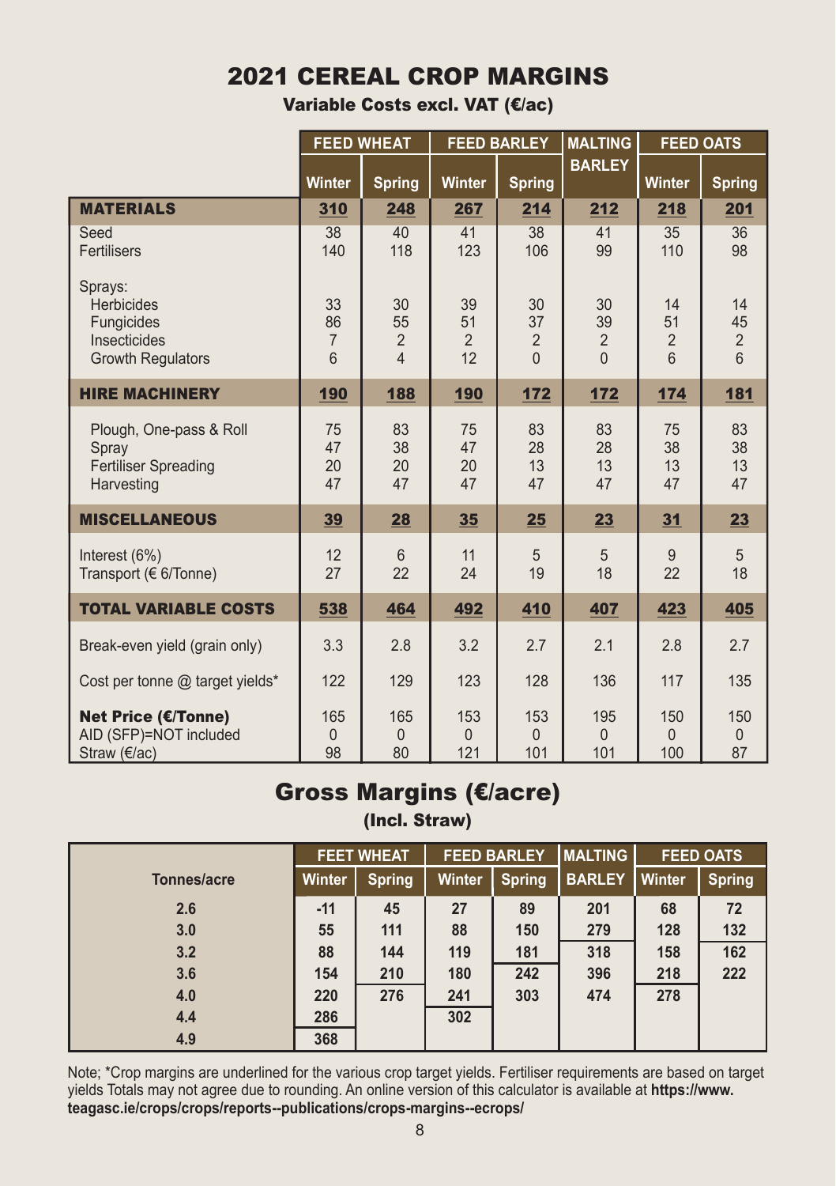# 2021 CEREAL CROP MARGINS

**Variable Costs excl. VAT (€/ac)**

| | FEED WHEAT | | FEED BARLEY | | MALTING BARLEY | FEED OATS | |
|---|---|---|---|---|---|---|---|
| | Winter | Spring | Winter | Spring | | Winter | Spring |
| **MATERIALS** | **310** | **248** | **267** | **214** | **212** | **218** | **201** |
| Seed | 38 | 40 | 41 | 38 | 41 | 35 | 36 |
| Fertilisers | 140 | 118 | 123 | 106 | 99 | 110 | 98 |
| Sprays: | | | | | | | |
| Herbicides | 33 | 30 | 39 | 30 | 30 | 14 | 14 |
| Fungicides | 86 | 55 | 51 | 37 | 39 | 51 | 45 |
| Insecticides | 7 | 2 | 2 | 2 | 2 | 2 | 2 |
| Growth Regulators | 6 | 4 | 12 | 0 | 0 | 6 | 6 |
| **HIRE MACHINERY** | **190** | **188** | **190** | **172** | **172** | **174** | **181** |
| Plough, One-pass & Roll | 75 | 83 | 75 | 83 | 83 | 75 | 83 |
| Spray | 47 | 38 | 47 | 28 | 28 | 38 | 38 |
| Fertiliser Spreading | 20 | 20 | 20 | 13 | 13 | 13 | 13 |
| Harvesting | 47 | 47 | 47 | 47 | 47 | 47 | 47 |
| **MISCELLANEOUS** | **39** | **28** | **35** | **25** | **23** | **31** | **23** |
| Interest (6%) | 12 | 6 | 11 | 5 | 5 | 9 | 5 |
| Transport (€ 6/Tonne) | 27 | 22 | 24 | 19 | 18 | 22 | 18 |
| **TOTAL VARIABLE COSTS** | **538** | **464** | **492** | **410** | **407** | **423** | **405** |
| Break-even yield (grain only) | 3.3 | 2.8 | 3.2 | 2.7 | 2.1 | 2.8 | 2.7 |
| Cost per tonne @ target yields* | 122 | 129 | 123 | 128 | 136 | 117 | 135 |
| **Net Price (€/Tonne)** | 165 | 165 | 153 | 153 | 195 | 150 | 150 |
| AID (SFP)=NOT included | 0 | 0 | 0 | 0 | 0 | 0 | 0 |
| Straw (€/ac) | 98 | 80 | 121 | 101 | 101 | 100 | 87 |

## Gross Margins (€/acre)

**(Incl. Straw)**

| Tonnes/acre | FEET WHEAT Winter | FEET WHEAT Spring | FEED BARLEY Winter | FEED BARLEY Spring | MALTING BARLEY | FEED OATS Winter | FEED OATS Spring |
|---|---|---|---|---|---|---|---|
| 2.6 | -11 | 45 | 27 | 89 | 201 | 68 | 72 |
| 3.0 | 55 | 111 | 88 | 150 | 279 | 128 | 132 |
| 3.2 | 88 | 144 | 119 | 181 | 318 | 158 | 162 |
| 3.6 | 154 | 210 | 180 | 242 | 396 | 218 | 222 |
| 4.0 | 220 | 276 | 241 | 303 | 474 | 278 | |
| 4.4 | 286 | | 302 | | | | |
| 4.9 | 368 | | | | | | |

Note; *Crop margins are underlined for the various crop target yields. Fertiliser requirements are based on target yields Totals may not agree due to rounding. An online version of this calculator is available at **https://www.teagasc.ie/crops/crops/reports--publications/crops-margins--ecrops/**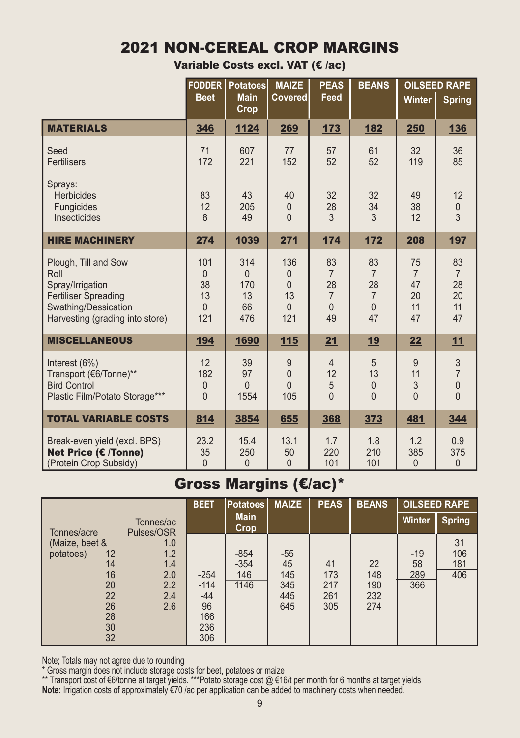# 2021 NON-CEREAL CROP MARGINS

## Variable Costs excl. VAT (€ /ac)

| | FODDER Beet | Potatoes Main Crop | MAIZE Covered | PEAS Feed | BEANS | OILSEED RAPE Winter | OILSEED RAPE Spring |
|---|---|---|---|---|---|---|---|
| **MATERIALS** | **346** | **1124** | **269** | **173** | **182** | **250** | **136** |
| Seed | 71 | 607 | 77 | 57 | 61 | 32 | 36 |
| Fertilisers | 172 | 221 | 152 | 52 | 52 | 119 | 85 |
| Sprays: | | | | | | | |
| Herbicides | 83 | 43 | 40 | 32 | 32 | 49 | 12 |
| Fungicides | 12 | 205 | 0 | 28 | 34 | 38 | 0 |
| Insecticides | 8 | 49 | 0 | 3 | 3 | 12 | 3 |
| **HIRE MACHINERY** | **274** | **1039** | **271** | **174** | **172** | **208** | **197** |
| Plough, Till and Sow | 101 | 314 | 136 | 83 | 83 | 75 | 83 |
| Roll | 0 | 0 | 0 | 7 | 7 | 7 | 7 |
| Spray/Irrigation | 38 | 170 | 0 | 28 | 28 | 47 | 28 |
| Fertiliser Spreading | 13 | 13 | 13 | 7 | 7 | 20 | 20 |
| Swathing/Dessication | 0 | 66 | 0 | 0 | 0 | 11 | 11 |
| Harvesting (grading into store) | 121 | 476 | 121 | 49 | 47 | 47 | 47 |
| **MISCELLANEOUS** | **194** | **1690** | **115** | **21** | **19** | **22** | **11** |
| Interest (6%) | 12 | 39 | 9 | 4 | 5 | 9 | 3 |
| Transport (€6/Tonne)** | 182 | 97 | 0 | 12 | 13 | 11 | 7 |
| Bird Control | 0 | 0 | 0 | 5 | 0 | 3 | 0 |
| Plastic Film/Potato Storage*** | 0 | 1554 | 105 | 0 | 0 | 0 | 0 |
| **TOTAL VARIABLE COSTS** | **814** | **3854** | **655** | **368** | **373** | **481** | **344** |
| Break-even yield (excl. BPS) | 23.2 | 15.4 | 13.1 | 1.7 | 1.8 | 1.2 | 0.9 |
| **Net Price (€ /Tonne)** | 35 | 250 | 50 | 220 | 210 | 385 | 375 |
| (Protein Crop Subsidy) | 0 | 0 | 0 | 101 | 101 | 0 | 0 |

## Gross Margins (€/ac)*

| Tonnes/acre (Maize, beet & potatoes) | Tonnes/ac Pulses/OSR | BEET | Potatoes Main Crop | MAIZE | PEAS | BEANS | OILSEED RAPE Winter | OILSEED RAPE Spring |
|---|---|---|---|---|---|---|---|---|
| | 1.0 | | | | | | | 31 |
| 12 | 1.2 | | -854 | -55 | | | -19 | 106 |
| 14 | 1.4 | | -354 | 45 | 41 | 22 | 58 | 181 |
| 16 | 2.0 | -254 | 146 | 145 | 173 | 148 | 289 | 406 |
| 20 | 2.2 | -114 | 1146 | 345 | 217 | 190 | 366 | |
| 22 | 2.4 | -44 | | 445 | 261 | 232 | | |
| 26 | 2.6 | 96 | | 645 | 305 | 274 | | |
| 28 | | 166 | | | | | | |
| 30 | | 236 | | | | | | |
| 32 | | 306 | | | | | | |

Note; Totals may not agree due to rounding

\* Gross margin does not include storage costs for beet, potatoes or maize

\*\* Transport cost of €6/tonne at target yields. \*\*\*Potato storage cost @ €16/t per month for 6 months at target yields

**Note:** Irrigation costs of approximately €70 /ac per application can be added to machinery costs when needed.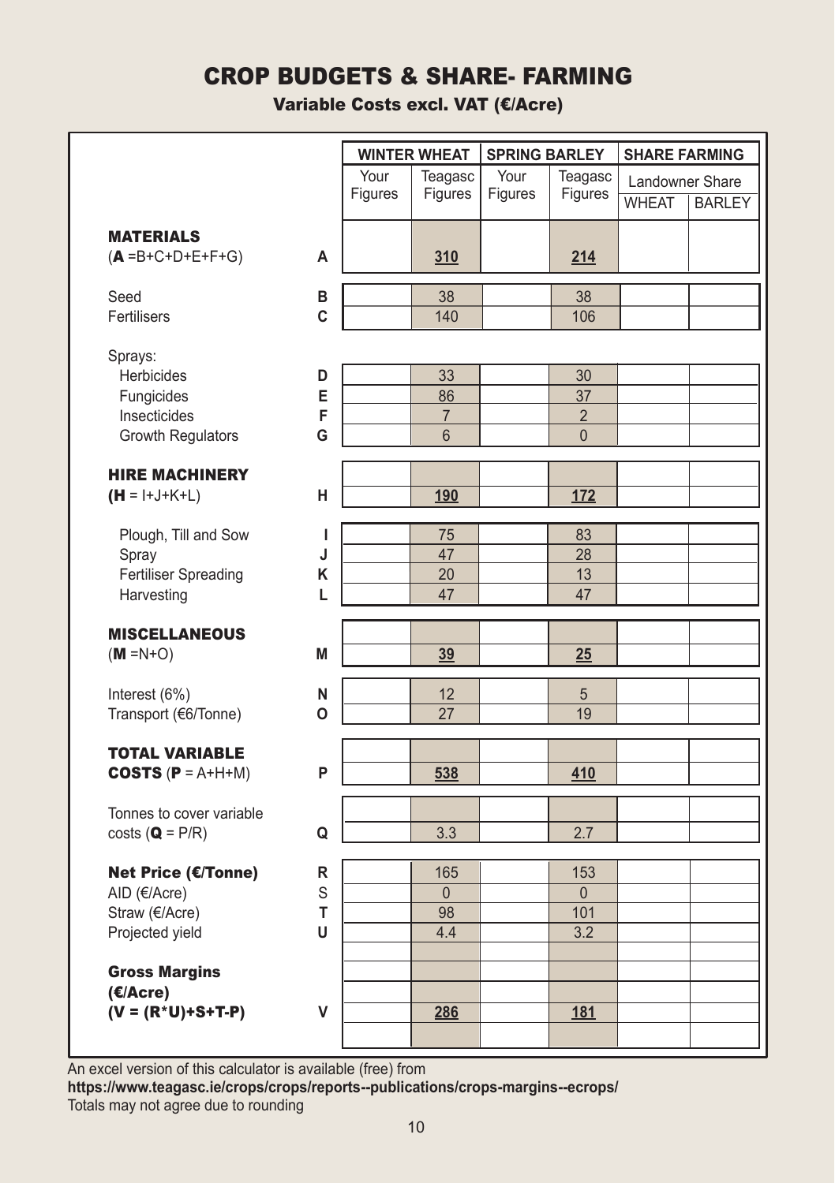# CROP BUDGETS & SHARE- FARMING

## Variable Costs excl. VAT (€/Acre)

| | | WINTER WHEAT | | SPRING BARLEY | | SHARE FARMING | |
|---|---|---|---|---|---|---|---|
| | | Your Figures | Teagasc Figures | Your Figures | Teagasc Figures | Landowner Share | |
| | | | | | | WHEAT | BARLEY |
| **MATERIALS** (**A** =B+C+D+E+F+G) | A | | 310 | | 214 | | |
| Seed | B | | 38 | | 38 | | |
| Fertilisers | C | | 140 | | 106 | | |
| Sprays: | | | | | | | |
| Herbicides | D | | 33 | | 30 | | |
| Fungicides | E | | 86 | | 37 | | |
| Insecticides | F | | 7 | | 2 | | |
| Growth Regulators | G | | 6 | | 0 | | |
| **HIRE MACHINERY** (**H** = I+J+K+L) | H | | 190 | | 172 | | |
| Plough, Till and Sow | I | | 75 | | 83 | | |
| Spray | J | | 47 | | 28 | | |
| Fertiliser Spreading | K | | 20 | | 13 | | |
| Harvesting | L | | 47 | | 47 | | |
| **MISCELLANEOUS** (**M** =N+O) | M | | 39 | | 25 | | |
| Interest (6%) | N | | 12 | | 5 | | |
| Transport (€6/Tonne) | O | | 27 | | 19 | | |
| **TOTAL VARIABLE COSTS** (**P** = A+H+M) | P | | 538 | | 410 | | |
| Tonnes to cover variable costs (**Q** = P/R) | Q | | 3.3 | | 2.7 | | |
| **Net Price (€/Tonne)** | R | | 165 | | 153 | | |
| AID (€/Acre) | S | | 0 | | 0 | | |
| Straw (€/Acre) | T | | 98 | | 101 | | |
| Projected yield | U | | 4.4 | | 3.2 | | |
| **Gross Margins (€/Acre) (V = (R*U)+S+T-P)** | V | | 286 | | 181 | | |

An excel version of this calculator is available (free) from
**https://www.teagasc.ie/crops/crops/reports--publications/crops-margins--ecrops/**
Totals may not agree due to rounding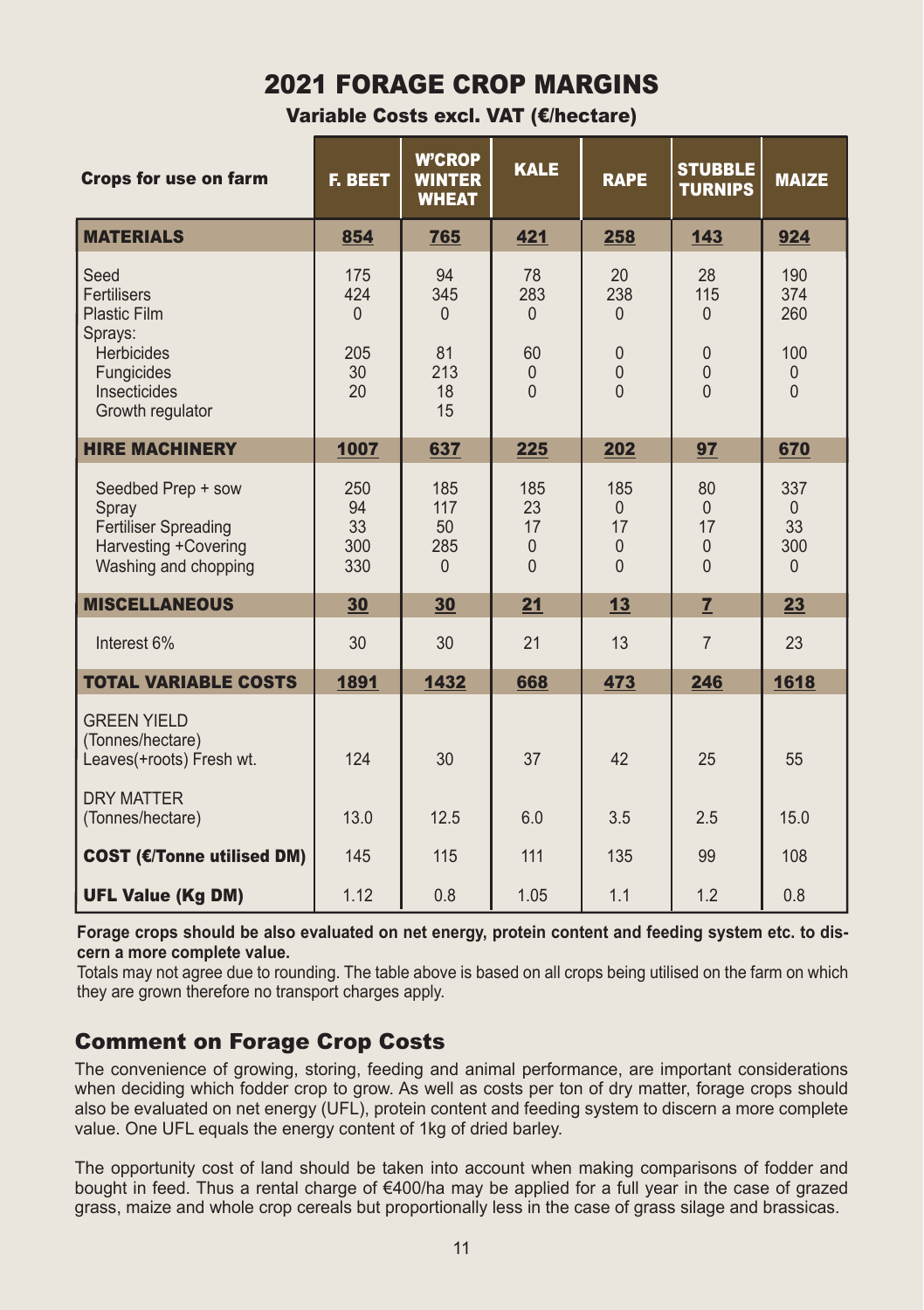# 2021 FORAGE CROP MARGINS

**Variable Costs excl. VAT (€/hectare)**

| Crops for use on farm | F. BEET | W'CROP WINTER WHEAT | KALE | RAPE | STUBBLE TURNIPS | MAIZE |
|---|---|---|---|---|---|---|
| **MATERIALS** | **854** | **765** | **421** | **258** | **143** | **924** |
| Seed | 175 | 94 | 78 | 20 | 28 | 190 |
| Fertilisers | 424 | 345 | 283 | 238 | 115 | 374 |
| Plastic Film | 0 | 0 | 0 | 0 | 0 | 260 |
| Sprays: | | | | | | |
| Herbicides | 205 | 81 | 60 | 0 | 0 | 100 |
| Fungicides | 30 | 213 | 0 | 0 | 0 | 0 |
| Insecticides | 20 | 18 | 0 | 0 | 0 | 0 |
| Growth regulator | | 15 | | | | |
| **HIRE MACHINERY** | **1007** | **637** | **225** | **202** | **97** | **670** |
| Seedbed Prep + sow | 250 | 185 | 185 | 185 | 80 | 337 |
| Spray | 94 | 117 | 23 | 0 | 0 | 0 |
| Fertiliser Spreading | 33 | 50 | 17 | 17 | 17 | 33 |
| Harvesting +Covering | 300 | 285 | 0 | 0 | 0 | 300 |
| Washing and chopping | 330 | 0 | 0 | 0 | 0 | 0 |
| **MISCELLANEOUS** | **30** | **30** | **21** | **13** | **7** | **23** |
| Interest 6% | 30 | 30 | 21 | 13 | 7 | 23 |
| **TOTAL VARIABLE COSTS** | **1891** | **1432** | **668** | **473** | **246** | **1618** |
| GREEN YIELD (Tonnes/hectare) Leaves(+roots) Fresh wt. | 124 | 30 | 37 | 42 | 25 | 55 |
| DRY MATTER (Tonnes/hectare) | 13.0 | 12.5 | 6.0 | 3.5 | 2.5 | 15.0 |
| **COST (€/Tonne utilised DM)** | 145 | 115 | 111 | 135 | 99 | 108 |
| **UFL Value (Kg DM)** | 1.12 | 0.8 | 1.05 | 1.1 | 1.2 | 0.8 |

**Forage crops should be also evaluated on net energy, protein content and feeding system etc. to discern a more complete value.**

Totals may not agree due to rounding. The table above is based on all crops being utilised on the farm on which they are grown therefore no transport charges apply.

## Comment on Forage Crop Costs

The convenience of growing, storing, feeding and animal performance, are important considerations when deciding which fodder crop to grow. As well as costs per ton of dry matter, forage crops should also be evaluated on net energy (UFL), protein content and feeding system to discern a more complete value. One UFL equals the energy content of 1kg of dried barley.

The opportunity cost of land should be taken into account when making comparisons of fodder and bought in feed. Thus a rental charge of €400/ha may be applied for a full year in the case of grazed grass, maize and whole crop cereals but proportionally less in the case of grass silage and brassicas.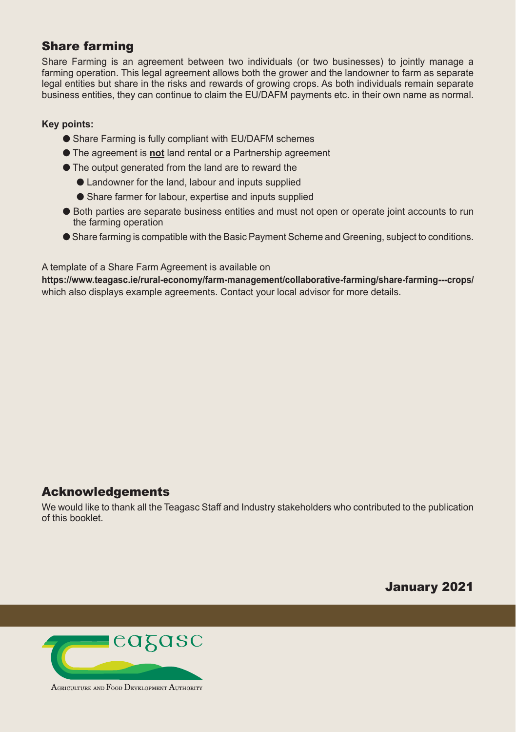## Share farming

Share Farming is an agreement between two individuals (or two businesses) to jointly manage a farming operation. This legal agreement allows both the grower and the landowner to farm as separate legal entities but share in the risks and rewards of growing crops. As both individuals remain separate business entities, they can continue to claim the EU/DAFM payments etc. in their own name as normal.

**Key points:**

- Share Farming is fully compliant with EU/DAFM schemes
- The agreement is **not** land rental or a Partnership agreement
- The output generated from the land are to reward the
  - Landowner for the land, labour and inputs supplied
  - Share farmer for labour, expertise and inputs supplied
- Both parties are separate business entities and must not open or operate joint accounts to run the farming operation
- Share farming is compatible with the Basic Payment Scheme and Greening, subject to conditions.

A template of a Share Farm Agreement is available on **https://www.teagasc.ie/rural-economy/farm-management/collaborative-farming/share-farming---crops/** which also displays example agreements. Contact your local advisor for more details.

## Acknowledgements

We would like to thank all the Teagasc Staff and Industry stakeholders who contributed to the publication of this booklet.

**January 2021**

Teagasc

Agriculture and Food Development Authority